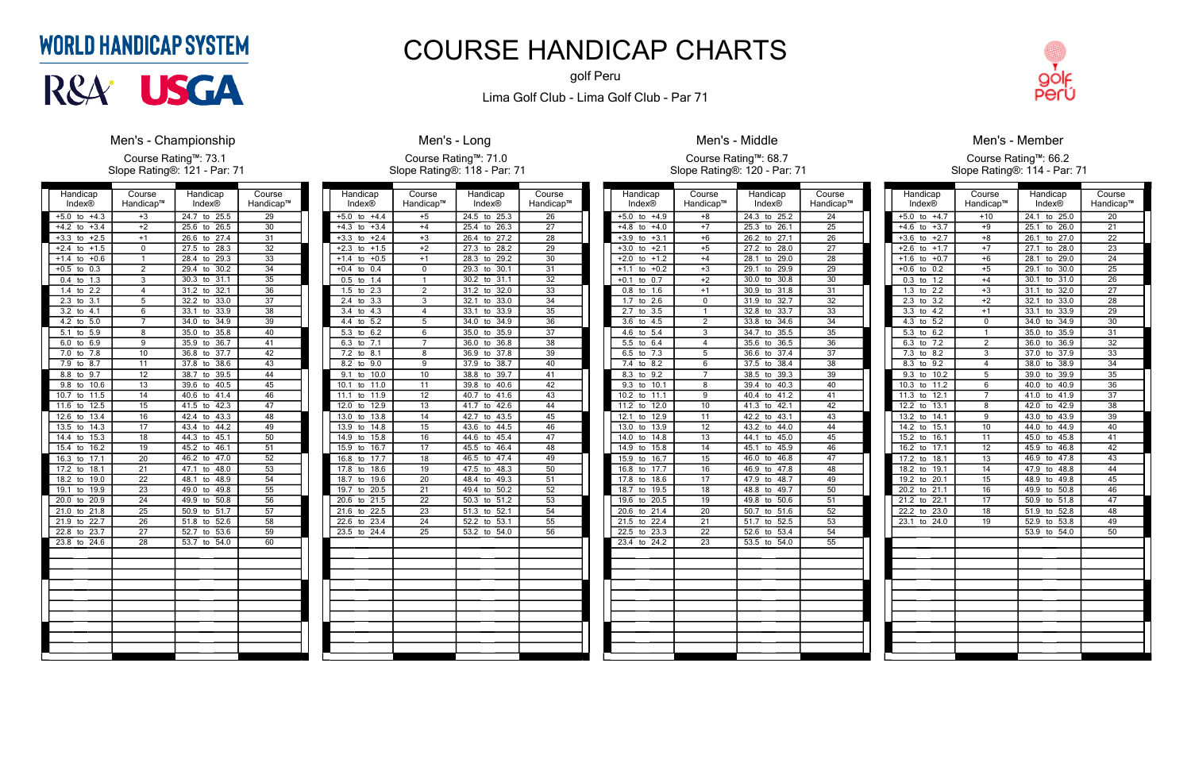WORLD HANDICAP SYSTEM

R&A USGA

# COURSE HANDICAP CHARTS

golf Peru

Lima Golf Club - Lima Golf Club - Par 71

## Men's - Championship

Course Rating™: 73.1
Slope Rating®: 121 - Par: 71

| Handicap Index® | Course Handicap™ | Handicap Index® | Course Handicap™ |
|---|---|---|---|
| +5.0 to +4.3 | +3 | 24.7 to 25.5 | 29 |
| +4.2 to +3.4 | +2 | 25.6 to 26.5 | 30 |
| +3.3 to +2.5 | +1 | 26.6 to 27.4 | 31 |
| +2.4 to +1.5 | 0 | 27.5 to 28.3 | 32 |
| +1.4 to +0.6 | 1 | 28.4 to 29.3 | 33 |
| +0.5 to 0.3 | 2 | 29.4 to 30.2 | 34 |
| 0.4 to 1.3 | 3 | 30.3 to 31.1 | 35 |
| 1.4 to 2.2 | 4 | 31.2 to 32.1 | 36 |
| 2.3 to 3.1 | 5 | 32.2 to 33.0 | 37 |
| 3.2 to 4.1 | 6 | 33.1 to 33.9 | 38 |
| 4.2 to 5.0 | 7 | 34.0 to 34.9 | 39 |
| 5.1 to 5.9 | 8 | 35.0 to 35.8 | 40 |
| 6.0 to 6.9 | 9 | 35.9 to 36.7 | 41 |
| 7.0 to 7.8 | 10 | 36.8 to 37.7 | 42 |
| 7.9 to 8.7 | 11 | 37.8 to 38.6 | 43 |
| 8.8 to 9.7 | 12 | 38.7 to 39.5 | 44 |
| 9.8 to 10.6 | 13 | 39.6 to 40.5 | 45 |
| 10.7 to 11.5 | 14 | 40.6 to 41.4 | 46 |
| 11.6 to 12.5 | 15 | 41.5 to 42.3 | 47 |
| 12.6 to 13.4 | 16 | 42.4 to 43.3 | 48 |
| 13.5 to 14.3 | 17 | 43.4 to 44.2 | 49 |
| 14.4 to 15.3 | 18 | 44.3 to 45.1 | 50 |
| 15.4 to 16.2 | 19 | 45.2 to 46.1 | 51 |
| 16.3 to 17.1 | 20 | 46.2 to 47.0 | 52 |
| 17.2 to 18.1 | 21 | 47.1 to 48.0 | 53 |
| 18.2 to 19.0 | 22 | 48.1 to 48.9 | 54 |
| 19.1 to 19.9 | 23 | 49.0 to 49.8 | 55 |
| 20.0 to 20.9 | 24 | 49.9 to 50.8 | 56 |
| 21.0 to 21.8 | 25 | 50.9 to 51.7 | 57 |
| 21.9 to 22.7 | 26 | 51.8 to 52.6 | 58 |
| 22.8 to 23.7 | 27 | 52.7 to 53.6 | 59 |
| 23.8 to 24.6 | 28 | 53.7 to 54.0 | 60 |

## Men's - Long

Course Rating™: 71.0
Slope Rating®: 118 - Par: 71

| Handicap Index® | Course Handicap™ | Handicap Index® | Course Handicap™ |
|---|---|---|---|
| +5.0 to +4.4 | +5 | 24.5 to 25.3 | 26 |
| +4.3 to +3.4 | +4 | 25.4 to 26.3 | 27 |
| +3.3 to +2.4 | +3 | 26.4 to 27.2 | 28 |
| +2.3 to +1.5 | +2 | 27.3 to 28.2 | 29 |
| +1.4 to +0.5 | +1 | 28.3 to 29.2 | 30 |
| +0.4 to 0.4 | 0 | 29.3 to 30.1 | 31 |
| 0.5 to 1.4 | 1 | 30.2 to 31.1 | 32 |
| 1.5 to 2.3 | 2 | 31.2 to 32.0 | 33 |
| 2.4 to 3.3 | 3 | 32.1 to 33.0 | 34 |
| 3.4 to 4.3 | 4 | 33.1 to 33.9 | 35 |
| 4.4 to 5.2 | 5 | 34.0 to 34.9 | 36 |
| 5.3 to 6.2 | 6 | 35.0 to 35.9 | 37 |
| 6.3 to 7.1 | 7 | 36.0 to 36.8 | 38 |
| 7.2 to 8.1 | 8 | 36.9 to 37.8 | 39 |
| 8.2 to 9.0 | 9 | 37.9 to 38.7 | 40 |
| 9.1 to 10.0 | 10 | 38.8 to 39.7 | 41 |
| 10.1 to 11.0 | 11 | 39.8 to 40.6 | 42 |
| 11.1 to 11.9 | 12 | 40.7 to 41.6 | 43 |
| 12.0 to 12.9 | 13 | 41.7 to 42.6 | 44 |
| 13.0 to 13.8 | 14 | 42.7 to 43.5 | 45 |
| 13.9 to 14.8 | 15 | 43.6 to 44.5 | 46 |
| 14.9 to 15.8 | 16 | 44.6 to 45.4 | 47 |
| 15.9 to 16.7 | 17 | 45.5 to 46.4 | 48 |
| 16.8 to 17.7 | 18 | 46.5 to 47.4 | 49 |
| 17.8 to 18.6 | 19 | 47.5 to 48.3 | 50 |
| 18.7 to 19.6 | 20 | 48.4 to 49.3 | 51 |
| 19.7 to 20.5 | 21 | 49.4 to 50.2 | 52 |
| 20.6 to 21.5 | 22 | 50.3 to 51.2 | 53 |
| 21.6 to 22.5 | 23 | 51.3 to 52.1 | 54 |
| 22.6 to 23.4 | 24 | 52.2 to 53.1 | 55 |
| 23.5 to 24.4 | 25 | 53.2 to 54.0 | 56 |

## Men's - Middle

Course Rating™: 68.7
Slope Rating®: 120 - Par: 71

| Handicap Index® | Course Handicap™ | Handicap Index® | Course Handicap™ |
|---|---|---|---|
| +5.0 to +4.9 | +8 | 24.3 to 25.2 | 24 |
| +4.8 to +4.0 | +7 | 25.3 to 26.1 | 25 |
| +3.9 to +3.1 | +6 | 26.2 to 27.1 | 26 |
| +3.0 to +2.1 | +5 | 27.2 to 28.0 | 27 |
| +2.0 to +1.2 | +4 | 28.1 to 29.0 | 28 |
| +1.1 to +0.2 | +3 | 29.1 to 29.9 | 29 |
| +0.1 to 0.7 | +2 | 30.0 to 30.8 | 30 |
| 0.8 to 1.6 | +1 | 30.9 to 31.8 | 31 |
| 1.7 to 2.6 | 0 | 31.9 to 32.7 | 32 |
| 2.7 to 3.5 | 1 | 32.8 to 33.7 | 33 |
| 3.6 to 4.5 | 2 | 33.8 to 34.6 | 34 |
| 4.6 to 5.4 | 3 | 34.7 to 35.5 | 35 |
| 5.5 to 6.4 | 4 | 35.6 to 36.5 | 36 |
| 6.5 to 7.3 | 5 | 36.6 to 37.4 | 37 |
| 7.4 to 8.2 | 6 | 37.5 to 38.4 | 38 |
| 8.3 to 9.2 | 7 | 38.5 to 39.3 | 39 |
| 9.3 to 10.1 | 8 | 39.4 to 40.3 | 40 |
| 10.2 to 11.1 | 9 | 40.4 to 41.2 | 41 |
| 11.2 to 12.0 | 10 | 41.3 to 42.1 | 42 |
| 12.1 to 12.9 | 11 | 42.2 to 43.1 | 43 |
| 13.0 to 13.9 | 12 | 43.2 to 44.0 | 44 |
| 14.0 to 14.8 | 13 | 44.1 to 45.0 | 45 |
| 14.9 to 15.8 | 14 | 45.1 to 45.9 | 46 |
| 15.9 to 16.7 | 15 | 46.0 to 46.8 | 47 |
| 16.8 to 17.7 | 16 | 46.9 to 47.8 | 48 |
| 17.8 to 18.6 | 17 | 47.9 to 48.7 | 49 |
| 18.7 to 19.5 | 18 | 48.8 to 49.7 | 50 |
| 19.6 to 20.5 | 19 | 49.8 to 50.6 | 51 |
| 20.6 to 21.4 | 20 | 50.7 to 51.6 | 52 |
| 21.5 to 22.4 | 21 | 51.7 to 52.5 | 53 |
| 22.5 to 23.3 | 22 | 52.6 to 53.4 | 54 |
| 23.4 to 24.2 | 23 | 53.5 to 54.0 | 55 |

## Men's - Member

Course Rating™: 66.2
Slope Rating®: 114 - Par: 71

| Handicap Index® | Course Handicap™ | Handicap Index® | Course Handicap™ |
|---|---|---|---|
| +5.0 to +4.7 | +10 | 24.1 to 25.0 | 20 |
| +4.6 to +3.7 | +9 | 25.1 to 26.0 | 21 |
| +3.6 to +2.7 | +8 | 26.1 to 27.0 | 22 |
| +2.6 to +1.7 | +7 | 27.1 to 28.0 | 23 |
| +1.6 to +0.7 | +6 | 28.1 to 29.0 | 24 |
| +0.6 to 0.2 | +5 | 29.1 to 30.0 | 25 |
| 0.3 to 1.2 | +4 | 30.1 to 31.0 | 26 |
| 1.3 to 2.2 | +3 | 31.1 to 32.0 | 27 |
| 2.3 to 3.2 | +2 | 32.1 to 33.0 | 28 |
| 3.3 to 4.2 | +1 | 33.1 to 33.9 | 29 |
| 4.3 to 5.2 | 0 | 34.0 to 34.9 | 30 |
| 5.3 to 6.2 | 1 | 35.0 to 35.9 | 31 |
| 6.3 to 7.2 | 2 | 36.0 to 36.9 | 32 |
| 7.3 to 8.2 | 3 | 37.0 to 37.9 | 33 |
| 8.3 to 9.2 | 4 | 38.0 to 38.9 | 34 |
| 9.3 to 10.2 | 5 | 39.0 to 39.9 | 35 |
| 10.3 to 11.2 | 6 | 40.0 to 40.9 | 36 |
| 11.3 to 12.1 | 7 | 41.0 to 41.9 | 37 |
| 12.2 to 13.1 | 8 | 42.0 to 42.9 | 38 |
| 13.2 to 14.1 | 9 | 43.0 to 43.9 | 39 |
| 14.2 to 15.1 | 10 | 44.0 to 44.9 | 40 |
| 15.2 to 16.1 | 11 | 45.0 to 45.8 | 41 |
| 16.2 to 17.1 | 12 | 45.9 to 46.8 | 42 |
| 17.2 to 18.1 | 13 | 46.9 to 47.8 | 43 |
| 18.2 to 19.1 | 14 | 47.9 to 48.8 | 44 |
| 19.2 to 20.1 | 15 | 48.9 to 49.8 | 45 |
| 20.2 to 21.1 | 16 | 49.9 to 50.8 | 46 |
| 21.2 to 22.1 | 17 | 50.9 to 51.8 | 47 |
| 22.2 to 23.0 | 18 | 51.9 to 52.8 | 48 |
| 23.1 to 24.0 | 19 | 52.9 to 53.8 | 49 |
| | | 53.9 to 54.0 | 50 |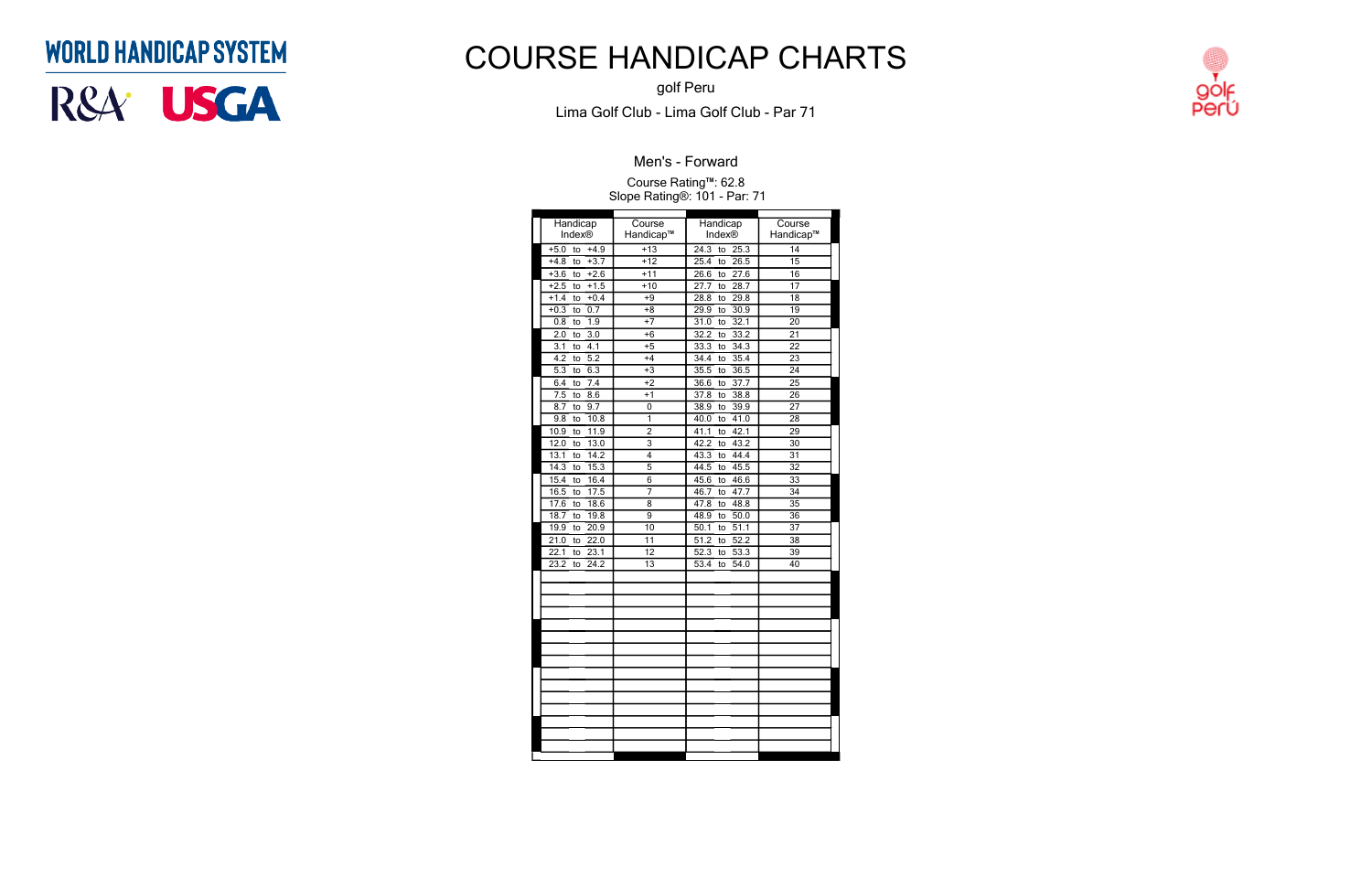WORLD HANDICAP SYSTEM

R&A USGA

# COURSE HANDICAP CHARTS

golf Peru

Lima Golf Club - Lima Golf Club - Par 71

golf perú

## Men's - Forward

Course Rating™: 62.8
Slope Rating®: 101 - Par: 71

| Handicap Index® | Course Handicap™ | Handicap Index® | Course Handicap™ |
|---|---|---|---|
| +5.0 to +4.9 | +13 | 24.3 to 25.3 | 14 |
| +4.8 to +3.7 | +12 | 25.4 to 26.5 | 15 |
| +3.6 to +2.6 | +11 | 26.6 to 27.6 | 16 |
| +2.5 to +1.5 | +10 | 27.7 to 28.7 | 17 |
| +1.4 to +0.4 | +9 | 28.8 to 29.8 | 18 |
| +0.3 to 0.7 | +8 | 29.9 to 30.9 | 19 |
| 0.8 to 1.9 | +7 | 31.0 to 32.1 | 20 |
| 2.0 to 3.0 | +6 | 32.2 to 33.2 | 21 |
| 3.1 to 4.1 | +5 | 33.3 to 34.3 | 22 |
| 4.2 to 5.2 | +4 | 34.4 to 35.4 | 23 |
| 5.3 to 6.3 | +3 | 35.5 to 36.5 | 24 |
| 6.4 to 7.4 | +2 | 36.6 to 37.7 | 25 |
| 7.5 to 8.6 | +1 | 37.8 to 38.8 | 26 |
| 8.7 to 9.7 | 0 | 38.9 to 39.9 | 27 |
| 9.8 to 10.8 | 1 | 40.0 to 41.0 | 28 |
| 10.9 to 11.9 | 2 | 41.1 to 42.1 | 29 |
| 12.0 to 13.0 | 3 | 42.2 to 43.2 | 30 |
| 13.1 to 14.2 | 4 | 43.3 to 44.4 | 31 |
| 14.3 to 15.3 | 5 | 44.5 to 45.5 | 32 |
| 15.4 to 16.4 | 6 | 45.6 to 46.6 | 33 |
| 16.5 to 17.5 | 7 | 46.7 to 47.7 | 34 |
| 17.6 to 18.6 | 8 | 47.8 to 48.8 | 35 |
| 18.7 to 19.8 | 9 | 48.9 to 50.0 | 36 |
| 19.9 to 20.9 | 10 | 50.1 to 51.1 | 37 |
| 21.0 to 22.0 | 11 | 51.2 to 52.2 | 38 |
| 22.1 to 23.1 | 12 | 52.3 to 53.3 | 39 |
| 23.2 to 24.2 | 13 | 53.4 to 54.0 | 40 |